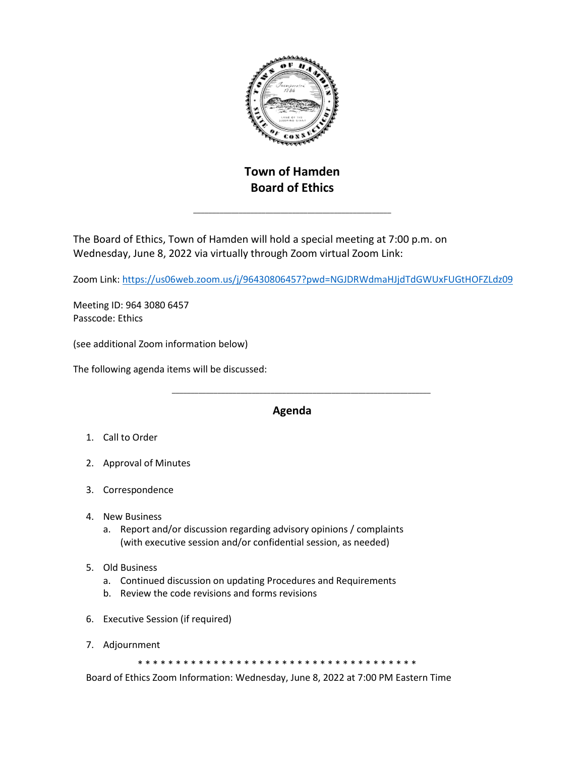# Town of Hamden
# Board of Ethics

---

The Board of Ethics, Town of Hamden will hold a special meeting at 7:00 p.m. on Wednesday, June 8, 2022 via virtually through Zoom virtual Zoom Link:

Zoom Link: https://us06web.zoom.us/j/96430806457?pwd=NGJDRWdmaHJjdTdGWUxFUGtHOFZLdz09

Meeting ID: 964 3080 6457
Passcode: Ethics

(see additional Zoom information below)

The following agenda items will be discussed:

---

## Agenda

1. Call to Order
2. Approval of Minutes
3. Correspondence
4. New Business
   a. Report and/or discussion regarding advisory opinions / complaints (with executive session and/or confidential session, as needed)
5. Old Business
   a. Continued discussion on updating Procedures and Requirements
   b. Review the code revisions and forms revisions
6. Executive Session (if required)
7. Adjournment

* * * * * * * * * * * * * * * * * * * * * * * * * * * * * * * * * * * * *

Board of Ethics Zoom Information: Wednesday, June 8, 2022 at 7:00 PM Eastern Time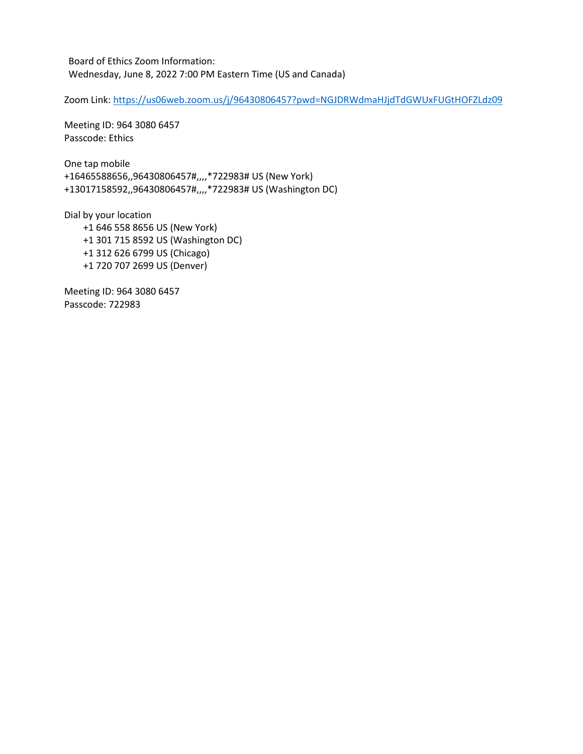Board of Ethics Zoom Information:
Wednesday, June 8, 2022 7:00 PM Eastern Time (US and Canada)

Zoom Link: https://us06web.zoom.us/j/96430806457?pwd=NGJDRWdmaHJjdTdGWUxFUGtHOFZLdz09

Meeting ID: 964 3080 6457
Passcode: Ethics

One tap mobile
+16465588656,,96430806457#,,,,*722983# US (New York)
+13017158592,,96430806457#,,,,*722983# US (Washington DC)

Dial by your location
+1 646 558 8656 US (New York)
+1 301 715 8592 US (Washington DC)
+1 312 626 6799 US (Chicago)
+1 720 707 2699 US (Denver)

Meeting ID: 964 3080 6457
Passcode: 722983